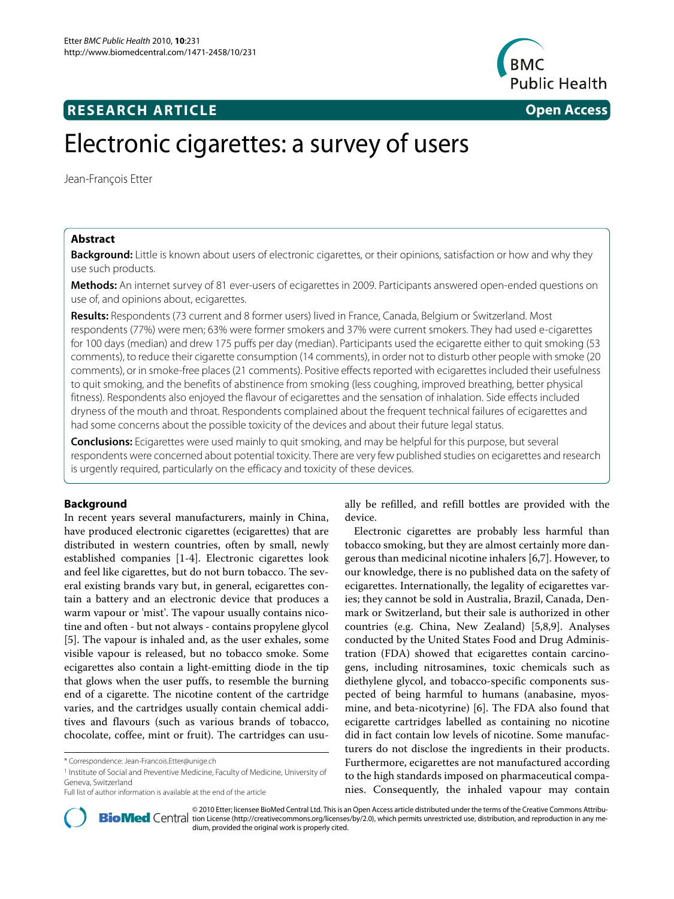**RESEARCH ARTICLE** **Open Access**

# Electronic cigarettes: a survey of users

Jean-François Etter

## Abstract

**Background:** Little is known about users of electronic cigarettes, or their opinions, satisfaction or how and why they use such products.

**Methods:** An internet survey of 81 ever-users of ecigarettes in 2009. Participants answered open-ended questions on use of, and opinions about, ecigarettes.

**Results:** Respondents (73 current and 8 former users) lived in France, Canada, Belgium or Switzerland. Most respondents (77%) were men; 63% were former smokers and 37% were current smokers. They had used e-cigarettes for 100 days (median) and drew 175 puffs per day (median). Participants used the ecigarette either to quit smoking (53 comments), to reduce their cigarette consumption (14 comments), in order not to disturb other people with smoke (20 comments), or in smoke-free places (21 comments). Positive effects reported with ecigarettes included their usefulness to quit smoking, and the benefits of abstinence from smoking (less coughing, improved breathing, better physical fitness). Respondents also enjoyed the flavour of ecigarettes and the sensation of inhalation. Side effects included dryness of the mouth and throat. Respondents complained about the frequent technical failures of ecigarettes and had some concerns about the possible toxicity of the devices and about their future legal status.

**Conclusions:** Ecigarettes were used mainly to quit smoking, and may be helpful for this purpose, but several respondents were concerned about potential toxicity. There are very few published studies on ecigarettes and research is urgently required, particularly on the efficacy and toxicity of these devices.

## Background

In recent years several manufacturers, mainly in China, have produced electronic cigarettes (ecigarettes) that are distributed in western countries, often by small, newly established companies [1-4]. Electronic cigarettes look and feel like cigarettes, but do not burn tobacco. The several existing brands vary but, in general, ecigarettes contain a battery and an electronic device that produces a warm vapour or 'mist'. The vapour usually contains nicotine and often - but not always - contains propylene glycol [5]. The vapour is inhaled and, as the user exhales, some visible vapour is released, but no tobacco smoke. Some ecigarettes also contain a light-emitting diode in the tip that glows when the user puffs, to resemble the burning end of a cigarette. The nicotine content of the cartridge varies, and the cartridges usually contain chemical additives and flavours (such as various brands of tobacco, chocolate, coffee, mint or fruit). The cartridges can usually be refilled, and refill bottles are provided with the device.

Electronic cigarettes are probably less harmful than tobacco smoking, but they are almost certainly more dangerous than medicinal nicotine inhalers [6,7]. However, to our knowledge, there is no published data on the safety of ecigarettes. Internationally, the legality of ecigarettes varies; they cannot be sold in Australia, Brazil, Canada, Denmark or Switzerland, but their sale is authorized in other countries (e.g. China, New Zealand) [5,8,9]. Analyses conducted by the United States Food and Drug Administration (FDA) showed that ecigarettes contain carcinogens, including nitrosamines, toxic chemicals such as diethylene glycol, and tobacco-specific components suspected of being harmful to humans (anabasine, myosmine, and beta-nicotyrine) [6]. The FDA also found that ecigarette cartridges labelled as containing no nicotine did in fact contain low levels of nicotine. Some manufacturers do not disclose the ingredients in their products. Furthermore, ecigarettes are not manufactured according to the high standards imposed on pharmaceutical companies. Consequently, the inhaled vapour may contain

* Correspondence: Jean-Francois.Etter@unige.ch

[1] Institute of Social and Preventive Medicine, Faculty of Medicine, University of Geneva, Switzerland

Full list of author information is available at the end of the article

© 2010 Etter; licensee BioMed Central Ltd. This is an Open Access article distributed under the terms of the Creative Commons Attribution License (http://creativecommons.org/licenses/by/2.0), which permits unrestricted use, distribution, and reproduction in any medium, provided the original work is properly cited.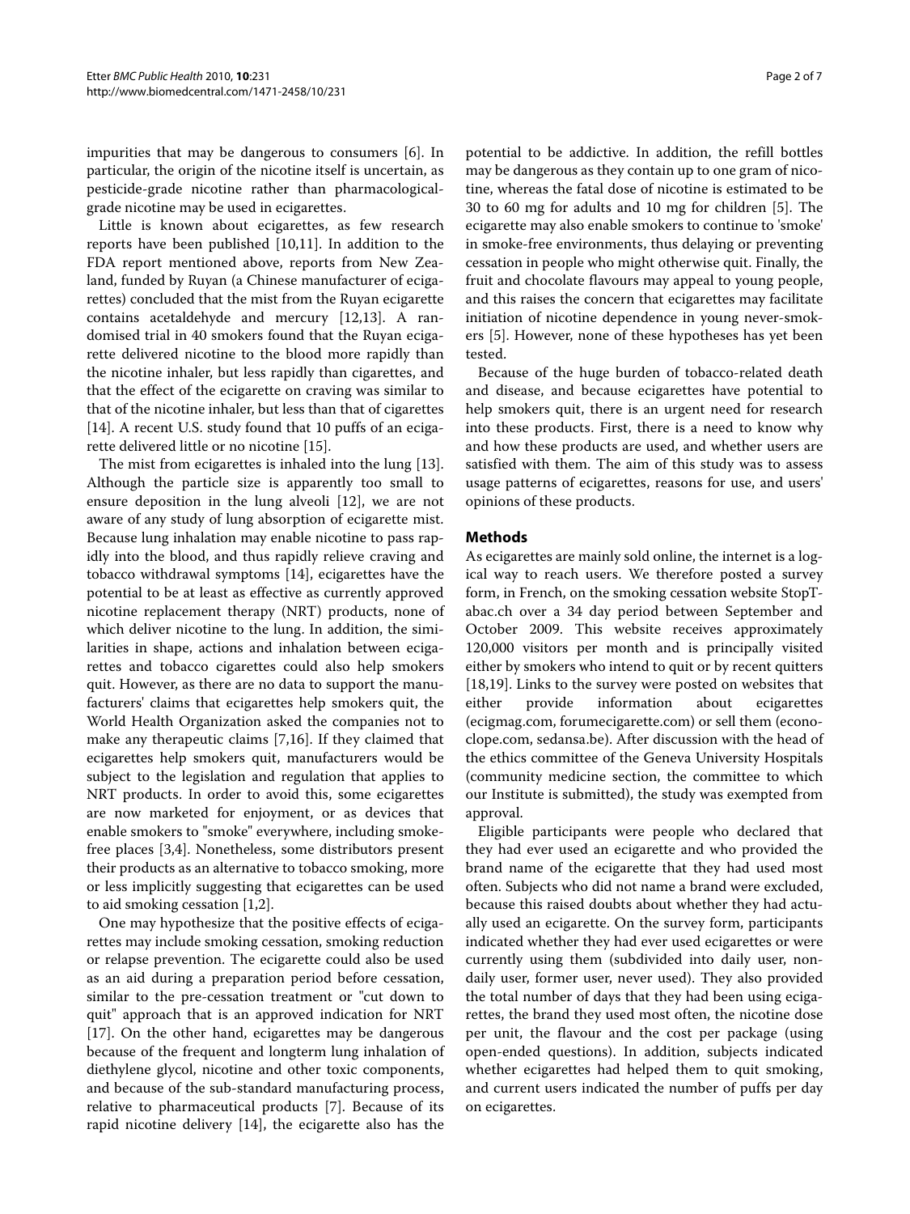impurities that may be dangerous to consumers [6]. In particular, the origin of the nicotine itself is uncertain, as pesticide-grade nicotine rather than pharmacological-grade nicotine may be used in ecigarettes.

Little is known about ecigarettes, as few research reports have been published [10,11]. In addition to the FDA report mentioned above, reports from New Zealand, funded by Ruyan (a Chinese manufacturer of ecigarettes) concluded that the mist from the Ruyan ecigarette contains acetaldehyde and mercury [12,13]. A randomised trial in 40 smokers found that the Ruyan ecigarette delivered nicotine to the blood more rapidly than the nicotine inhaler, but less rapidly than cigarettes, and that the effect of the ecigarette on craving was similar to that of the nicotine inhaler, but less than that of cigarettes [14]. A recent U.S. study found that 10 puffs of an ecigarette delivered little or no nicotine [15].

The mist from ecigarettes is inhaled into the lung [13]. Although the particle size is apparently too small to ensure deposition in the lung alveoli [12], we are not aware of any study of lung absorption of ecigarette mist. Because lung inhalation may enable nicotine to pass rapidly into the blood, and thus rapidly relieve craving and tobacco withdrawal symptoms [14], ecigarettes have the potential to be at least as effective as currently approved nicotine replacement therapy (NRT) products, none of which deliver nicotine to the lung. In addition, the similarities in shape, actions and inhalation between ecigarettes and tobacco cigarettes could also help smokers quit. However, as there are no data to support the manufacturers' claims that ecigarettes help smokers quit, the World Health Organization asked the companies not to make any therapeutic claims [7,16]. If they claimed that ecigarettes help smokers quit, manufacturers would be subject to the legislation and regulation that applies to NRT products. In order to avoid this, some ecigarettes are now marketed for enjoyment, or as devices that enable smokers to "smoke" everywhere, including smoke-free places [3,4]. Nonetheless, some distributors present their products as an alternative to tobacco smoking, more or less implicitly suggesting that ecigarettes can be used to aid smoking cessation [1,2].

One may hypothesize that the positive effects of ecigarettes may include smoking cessation, smoking reduction or relapse prevention. The ecigarette could also be used as an aid during a preparation period before cessation, similar to the pre-cessation treatment or "cut down to quit" approach that is an approved indication for NRT [17]. On the other hand, ecigarettes may be dangerous because of the frequent and longterm lung inhalation of diethylene glycol, nicotine and other toxic components, and because of the sub-standard manufacturing process, relative to pharmaceutical products [7]. Because of its rapid nicotine delivery [14], the ecigarette also has the potential to be addictive. In addition, the refill bottles may be dangerous as they contain up to one gram of nicotine, whereas the fatal dose of nicotine is estimated to be 30 to 60 mg for adults and 10 mg for children [5]. The ecigarette may also enable smokers to continue to 'smoke' in smoke-free environments, thus delaying or preventing cessation in people who might otherwise quit. Finally, the fruit and chocolate flavours may appeal to young people, and this raises the concern that ecigarettes may facilitate initiation of nicotine dependence in young never-smokers [5]. However, none of these hypotheses has yet been tested.

Because of the huge burden of tobacco-related death and disease, and because ecigarettes have potential to help smokers quit, there is an urgent need for research into these products. First, there is a need to know why and how these products are used, and whether users are satisfied with them. The aim of this study was to assess usage patterns of ecigarettes, reasons for use, and users' opinions of these products.

## Methods

As ecigarettes are mainly sold online, the internet is a logical way to reach users. We therefore posted a survey form, in French, on the smoking cessation website StopTabac.ch over a 34 day period between September and October 2009. This website receives approximately 120,000 visitors per month and is principally visited either by smokers who intend to quit or by recent quitters [18,19]. Links to the survey were posted on websites that either provide information about ecigarettes (ecigmag.com, forumecigarette.com) or sell them (econoclope.com, sedansa.be). After discussion with the head of the ethics committee of the Geneva University Hospitals (community medicine section, the committee to which our Institute is submitted), the study was exempted from approval.

Eligible participants were people who declared that they had ever used an ecigarette and who provided the brand name of the ecigarette that they had used most often. Subjects who did not name a brand were excluded, because this raised doubts about whether they had actually used an ecigarette. On the survey form, participants indicated whether they had ever used ecigarettes or were currently using them (subdivided into daily user, non-daily user, former user, never used). They also provided the total number of days that they had been using ecigarettes, the brand they used most often, the nicotine dose per unit, the flavour and the cost per package (using open-ended questions). In addition, subjects indicated whether ecigarettes had helped them to quit smoking, and current users indicated the number of puffs per day on ecigarettes.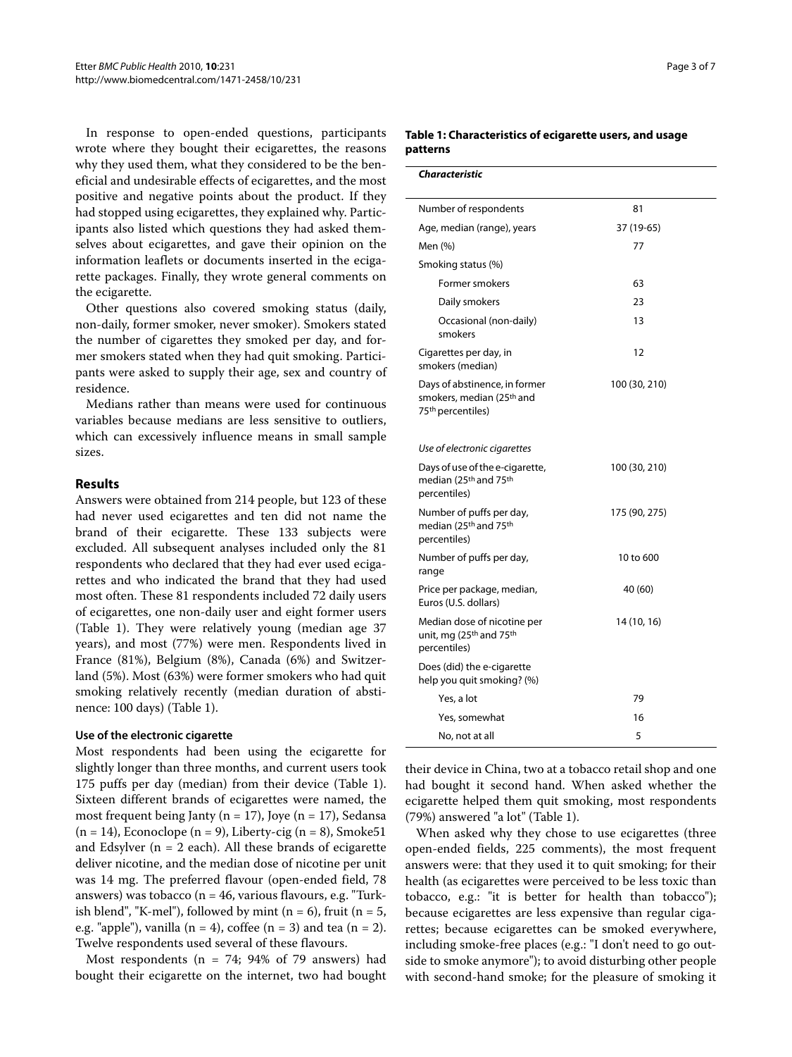In response to open-ended questions, participants wrote where they bought their ecigarettes, the reasons why they used them, what they considered to be the beneficial and undesirable effects of ecigarettes, and the most positive and negative points about the product. If they had stopped using ecigarettes, they explained why. Participants also listed which questions they had asked themselves about ecigarettes, and gave their opinion on the information leaflets or documents inserted in the ecigarette packages. Finally, they wrote general comments on the ecigarette.

Other questions also covered smoking status (daily, non-daily, former smoker, never smoker). Smokers stated the number of cigarettes they smoked per day, and former smokers stated when they had quit smoking. Participants were asked to supply their age, sex and country of residence.

Medians rather than means were used for continuous variables because medians are less sensitive to outliers, which can excessively influence means in small sample sizes.

## Results

Answers were obtained from 214 people, but 123 of these had never used ecigarettes and ten did not name the brand of their ecigarette. These 133 subjects were excluded. All subsequent analyses included only the 81 respondents who declared that they had ever used ecigarettes and who indicated the brand that they had used most often. These 81 respondents included 72 daily users of ecigarettes, one non-daily user and eight former users (Table 1). They were relatively young (median age 37 years), and most (77%) were men. Respondents lived in France (81%), Belgium (8%), Canada (6%) and Switzerland (5%). Most (63%) were former smokers who had quit smoking relatively recently (median duration of abstinence: 100 days) (Table 1).

### Use of the electronic cigarette

Most respondents had been using the ecigarette for slightly longer than three months, and current users took 175 puffs per day (median) from their device (Table 1). Sixteen different brands of ecigarettes were named, the most frequent being Janty (n = 17), Joye (n = 17), Sedansa (n = 14), Econoclope (n = 9), Liberty-cig (n = 8), Smoke51 and Edsylver (n = 2 each). All these brands of ecigarette deliver nicotine, and the median dose of nicotine per unit was 14 mg. The preferred flavour (open-ended field, 78 answers) was tobacco (n = 46, various flavours, e.g. "Turkish blend", "K-mel"), followed by mint (n = 6), fruit (n = 5, e.g. "apple"), vanilla (n = 4), coffee (n = 3) and tea (n = 2). Twelve respondents used several of these flavours.

Most respondents (n = 74; 94% of 79 answers) had bought their ecigarette on the internet, two had bought their device in China, two at a tobacco retail shop and one had bought it second hand. When asked whether the ecigarette helped them quit smoking, most respondents (79%) answered "a lot" (Table 1).

When asked why they chose to use ecigarettes (three open-ended fields, 225 comments), the most frequent answers were: that they used it to quit smoking; for their health (as ecigarettes were perceived to be less toxic than tobacco, e.g.: "it is better for health than tobacco"); because ecigarettes are less expensive than regular cigarettes; because ecigarettes can be smoked everywhere, including smoke-free places (e.g.: "I don't need to go outside to smoke anymore"); to avoid disturbing other people with second-hand smoke; for the pleasure of smoking it

**Table 1: Characteristics of ecigarette users, and usage patterns**

| ***Characteristic*** | |
|---|---|
| Number of respondents | 81 |
| Age, median (range), years | 37 (19-65) |
| Men (%) | 77 |
| Smoking status (%) | |
| Former smokers | 63 |
| Daily smokers | 23 |
| Occasional (non-daily) smokers | 13 |
| Cigarettes per day, in smokers (median) | 12 |
| Days of abstinence, in former smokers, median (25th and 75th percentiles) | 100 (30, 210) |
| *Use of electronic cigarettes* | |
| Days of use of the e-cigarette, median (25th and 75th percentiles) | 100 (30, 210) |
| Number of puffs per day, median (25th and 75th percentiles) | 175 (90, 275) |
| Number of puffs per day, range | 10 to 600 |
| Price per package, median, Euros (U.S. dollars) | 40 (60) |
| Median dose of nicotine per unit, mg (25th and 75th percentiles) | 14 (10, 16) |
| Does (did) the e-cigarette help you quit smoking? (%) | |
| Yes, a lot | 79 |
| Yes, somewhat | 16 |
| No, not at all | 5 |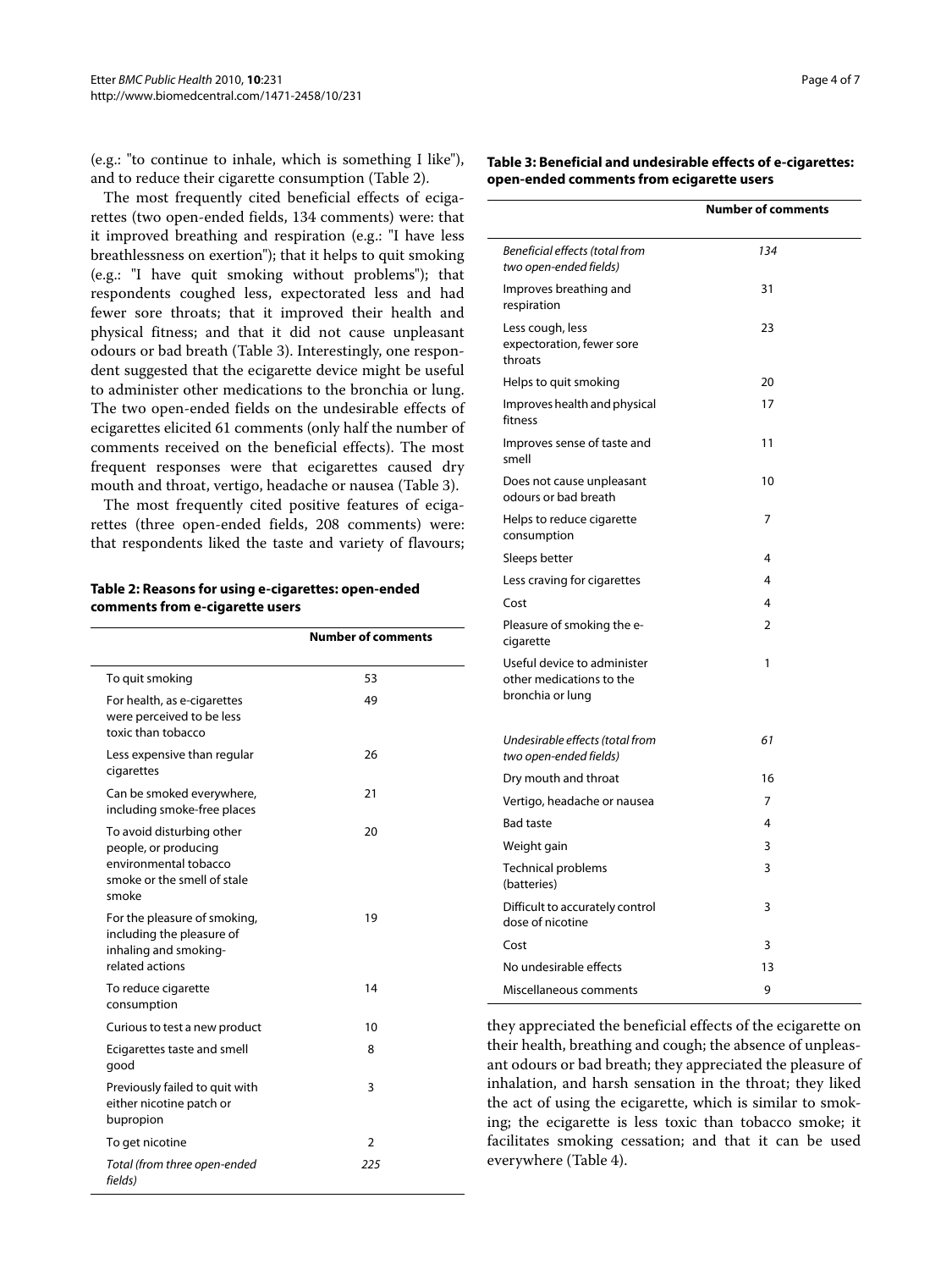(e.g.: "to continue to inhale, which is something I like"), and to reduce their cigarette consumption (Table 2).

The most frequently cited beneficial effects of ecigarettes (two open-ended fields, 134 comments) were: that it improved breathing and respiration (e.g.: "I have less breathlessness on exertion"); that it helps to quit smoking (e.g.: "I have quit smoking without problems"); that respondents coughed less, expectorated less and had fewer sore throats; that it improved their health and physical fitness; and that it did not cause unpleasant odours or bad breath (Table 3). Interestingly, one respondent suggested that the ecigarette device might be useful to administer other medications to the bronchia or lung. The two open-ended fields on the undesirable effects of ecigarettes elicited 61 comments (only half the number of comments received on the beneficial effects). The most frequent responses were that ecigarettes caused dry mouth and throat, vertigo, headache or nausea (Table 3).

The most frequently cited positive features of ecigarettes (three open-ended fields, 208 comments) were: that respondents liked the taste and variety of flavours; they appreciated the beneficial effects of the ecigarette on their health, breathing and cough; the absence of unpleasant odours or bad breath; they appreciated the pleasure of inhalation, and harsh sensation in the throat; they liked the act of using the ecigarette, which is similar to smoking; the ecigarette is less toxic than tobacco smoke; it facilitates smoking cessation; and that it can be used everywhere (Table 4).

**Table 2: Reasons for using e-cigarettes: open-ended comments from e-cigarette users**

| | Number of comments |
|---|---|
| To quit smoking | 53 |
| For health, as e-cigarettes were perceived to be less toxic than tobacco | 49 |
| Less expensive than regular cigarettes | 26 |
| Can be smoked everywhere, including smoke-free places | 21 |
| To avoid disturbing other people, or producing environmental tobacco smoke or the smell of stale smoke | 20 |
| For the pleasure of smoking, including the pleasure of inhaling and smoking-related actions | 19 |
| To reduce cigarette consumption | 14 |
| Curious to test a new product | 10 |
| Ecigarettes taste and smell good | 8 |
| Previously failed to quit with either nicotine patch or bupropion | 3 |
| To get nicotine | 2 |
| *Total (from three open-ended fields)* | *225* |

**Table 3: Beneficial and undesirable effects of e-cigarettes: open-ended comments from ecigarette users**

| | Number of comments |
|---|---|
| *Beneficial effects (total from two open-ended fields)* | *134* |
| Improves breathing and respiration | 31 |
| Less cough, less expectoration, fewer sore throats | 23 |
| Helps to quit smoking | 20 |
| Improves health and physical fitness | 17 |
| Improves sense of taste and smell | 11 |
| Does not cause unpleasant odours or bad breath | 10 |
| Helps to reduce cigarette consumption | 7 |
| Sleeps better | 4 |
| Less craving for cigarettes | 4 |
| Cost | 4 |
| Pleasure of smoking the e-cigarette | 2 |
| Useful device to administer other medications to the bronchia or lung | 1 |
| *Undesirable effects (total from two open-ended fields)* | *61* |
| Dry mouth and throat | 16 |
| Vertigo, headache or nausea | 7 |
| Bad taste | 4 |
| Weight gain | 3 |
| Technical problems (batteries) | 3 |
| Difficult to accurately control dose of nicotine | 3 |
| Cost | 3 |
| No undesirable effects | 13 |
| Miscellaneous comments | 9 |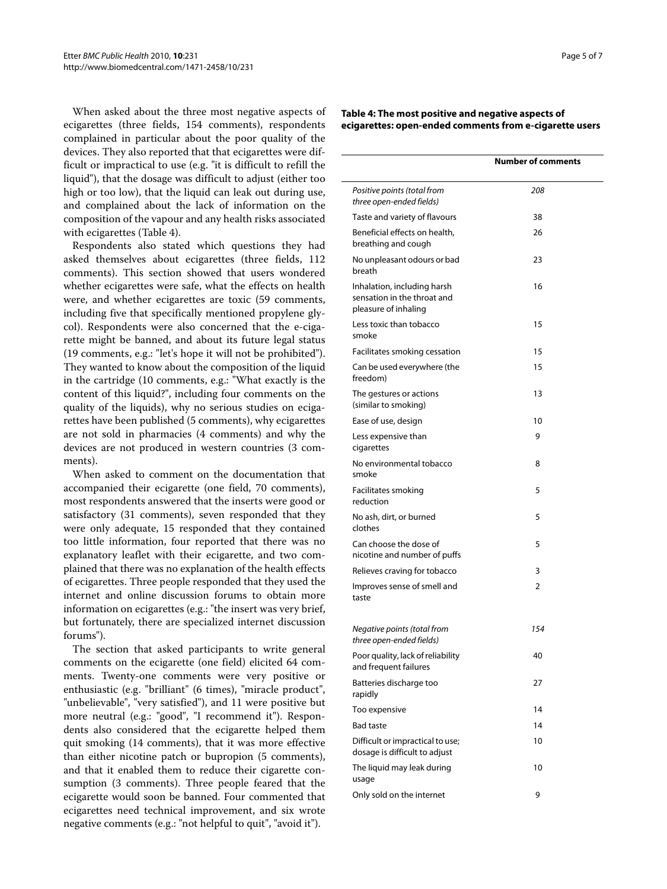When asked about the three most negative aspects of ecigarettes (three fields, 154 comments), respondents complained in particular about the poor quality of the devices. They also reported that that ecigarettes were difficult or impractical to use (e.g. "it is difficult to refill the liquid"), that the dosage was difficult to adjust (either too high or too low), that the liquid can leak out during use, and complained about the lack of information on the composition of the vapour and any health risks associated with ecigarettes (Table 4).

Respondents also stated which questions they had asked themselves about ecigarettes (three fields, 112 comments). This section showed that users wondered whether ecigarettes were safe, what the effects on health were, and whether ecigarettes are toxic (59 comments, including five that specifically mentioned propylene glycol). Respondents were also concerned that the e-cigarette might be banned, and about its future legal status (19 comments, e.g.: "let's hope it will not be prohibited"). They wanted to know about the composition of the liquid in the cartridge (10 comments, e.g.: "What exactly is the content of this liquid?", including four comments on the quality of the liquids), why no serious studies on ecigarettes have been published (5 comments), why ecigarettes are not sold in pharmacies (4 comments) and why the devices are not produced in western countries (3 comments).

When asked to comment on the documentation that accompanied their ecigarette (one field, 70 comments), most respondents answered that the inserts were good or satisfactory (31 comments), seven responded that they were only adequate, 15 responded that they contained too little information, four reported that there was no explanatory leaflet with their ecigarette, and two complained that there was no explanation of the health effects of ecigarettes. Three people responded that they used the internet and online discussion forums to obtain more information on ecigarettes (e.g.: "the insert was very brief, but fortunately, there are specialized internet discussion forums").

The section that asked participants to write general comments on the ecigarette (one field) elicited 64 comments. Twenty-one comments were very positive or enthusiastic (e.g. "brilliant" (6 times), "miracle product", "unbelievable", "very satisfied"), and 11 were positive but more neutral (e.g.: "good", "I recommend it"). Respondents also considered that the ecigarette helped them quit smoking (14 comments), that it was more effective than either nicotine patch or bupropion (5 comments), and that it enabled them to reduce their cigarette consumption (3 comments). Three people feared that the ecigarette would soon be banned. Four commented that ecigarettes need technical improvement, and six wrote negative comments (e.g.: "not helpful to quit", "avoid it").

**Table 4: The most positive and negative aspects of ecigarettes: open-ended comments from e-cigarette users**

| | Number of comments |
|---|---|
| *Positive points (total from three open-ended fields)* | *208* |
| Taste and variety of flavours | 38 |
| Beneficial effects on health, breathing and cough | 26 |
| No unpleasant odours or bad breath | 23 |
| Inhalation, including harsh sensation in the throat and pleasure of inhaling | 16 |
| Less toxic than tobacco smoke | 15 |
| Facilitates smoking cessation | 15 |
| Can be used everywhere (the freedom) | 15 |
| The gestures or actions (similar to smoking) | 13 |
| Ease of use, design | 10 |
| Less expensive than cigarettes | 9 |
| No environmental tobacco smoke | 8 |
| Facilitates smoking reduction | 5 |
| No ash, dirt, or burned clothes | 5 |
| Can choose the dose of nicotine and number of puffs | 5 |
| Relieves craving for tobacco | 3 |
| Improves sense of smell and taste | 2 |
| *Negative points (total from three open-ended fields)* | *154* |
| Poor quality, lack of reliability and frequent failures | 40 |
| Batteries discharge too rapidly | 27 |
| Too expensive | 14 |
| Bad taste | 14 |
| Difficult or impractical to use; dosage is difficult to adjust | 10 |
| The liquid may leak during usage | 10 |
| Only sold on the internet | 9 |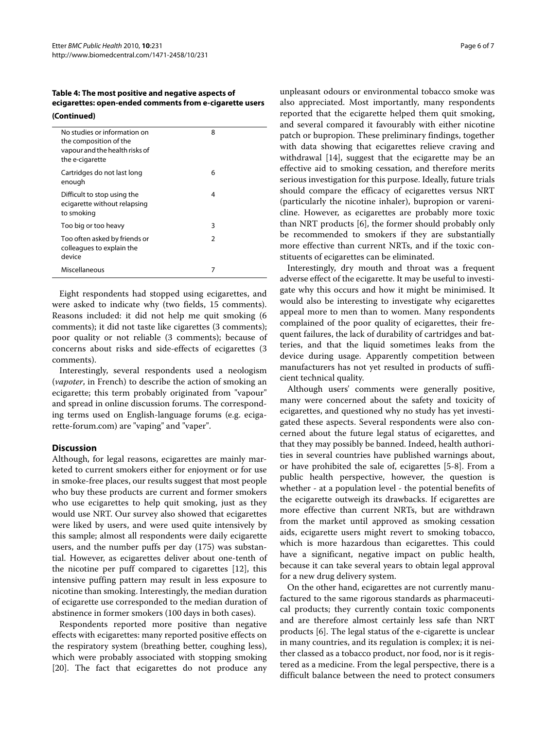**Table 4: The most positive and negative aspects of ecigarettes: open-ended comments from e-cigarette users (Continued)**

| | |
|---|---|
| No studies or information on the composition of the vapour and the health risks of the e-cigarette | 8 |
| Cartridges do not last long enough | 6 |
| Difficult to stop using the ecigarette without relapsing to smoking | 4 |
| Too big or too heavy | 3 |
| Too often asked by friends or colleagues to explain the device | 2 |
| Miscellaneous | 7 |

Eight respondents had stopped using ecigarettes, and were asked to indicate why (two fields, 15 comments). Reasons included: it did not help me quit smoking (6 comments); it did not taste like cigarettes (3 comments); poor quality or not reliable (3 comments); because of concerns about risks and side-effects of ecigarettes (3 comments).

Interestingly, several respondents used a neologism (*vapoter*, in French) to describe the action of smoking an ecigarette; this term probably originated from "vapour" and spread in online discussion forums. The corresponding terms used on English-language forums (e.g. ecigarette-forum.com) are "vaping" and "vaper".

## Discussion

Although, for legal reasons, ecigarettes are mainly marketed to current smokers either for enjoyment or for use in smoke-free places, our results suggest that most people who buy these products are current and former smokers who use ecigarettes to help quit smoking, just as they would use NRT. Our survey also showed that ecigarettes were liked by users, and were used quite intensively by this sample; almost all respondents were daily ecigarette users, and the number puffs per day (175) was substantial. However, as ecigarettes deliver about one-tenth of the nicotine per puff compared to cigarettes [12], this intensive puffing pattern may result in less exposure to nicotine than smoking. Interestingly, the median duration of ecigarette use corresponded to the median duration of abstinence in former smokers (100 days in both cases).

Respondents reported more positive than negative effects with ecigarettes: many reported positive effects on the respiratory system (breathing better, coughing less), which were probably associated with stopping smoking [20]. The fact that ecigarettes do not produce any unpleasant odours or environmental tobacco smoke was also appreciated. Most importantly, many respondents reported that the ecigarette helped them quit smoking, and several compared it favourably with either nicotine patch or bupropion. These preliminary findings, together with data showing that ecigarettes relieve craving and withdrawal [14], suggest that the ecigarette may be an effective aid to smoking cessation, and therefore merits serious investigation for this purpose. Ideally, future trials should compare the efficacy of ecigarettes versus NRT (particularly the nicotine inhaler), bupropion or varenicline. However, as ecigarettes are probably more toxic than NRT products [6], the former should probably only be recommended to smokers if they are substantially more effective than current NRTs, and if the toxic constituents of ecigarettes can be eliminated.

Interestingly, dry mouth and throat was a frequent adverse effect of the ecigarette. It may be useful to investigate why this occurs and how it might be minimised. It would also be interesting to investigate why ecigarettes appeal more to men than to women. Many respondents complained of the poor quality of ecigarettes, their frequent failures, the lack of durability of cartridges and batteries, and that the liquid sometimes leaks from the device during usage. Apparently competition between manufacturers has not yet resulted in products of sufficient technical quality.

Although users' comments were generally positive, many were concerned about the safety and toxicity of ecigarettes, and questioned why no study has yet investigated these aspects. Several respondents were also concerned about the future legal status of ecigarettes, and that they may possibly be banned. Indeed, health authorities in several countries have published warnings about, or have prohibited the sale of, ecigarettes [5-8]. From a public health perspective, however, the question is whether - at a population level - the potential benefits of the ecigarette outweigh its drawbacks. If ecigarettes are more effective than current NRTs, but are withdrawn from the market until approved as smoking cessation aids, ecigarette users might revert to smoking tobacco, which is more hazardous than ecigarettes. This could have a significant, negative impact on public health, because it can take several years to obtain legal approval for a new drug delivery system.

On the other hand, ecigarettes are not currently manufactured to the same rigorous standards as pharmaceutical products; they currently contain toxic components and are therefore almost certainly less safe than NRT products [6]. The legal status of the e-cigarette is unclear in many countries, and its regulation is complex; it is neither classed as a tobacco product, nor food, nor is it registered as a medicine. From the legal perspective, there is a difficult balance between the need to protect consumers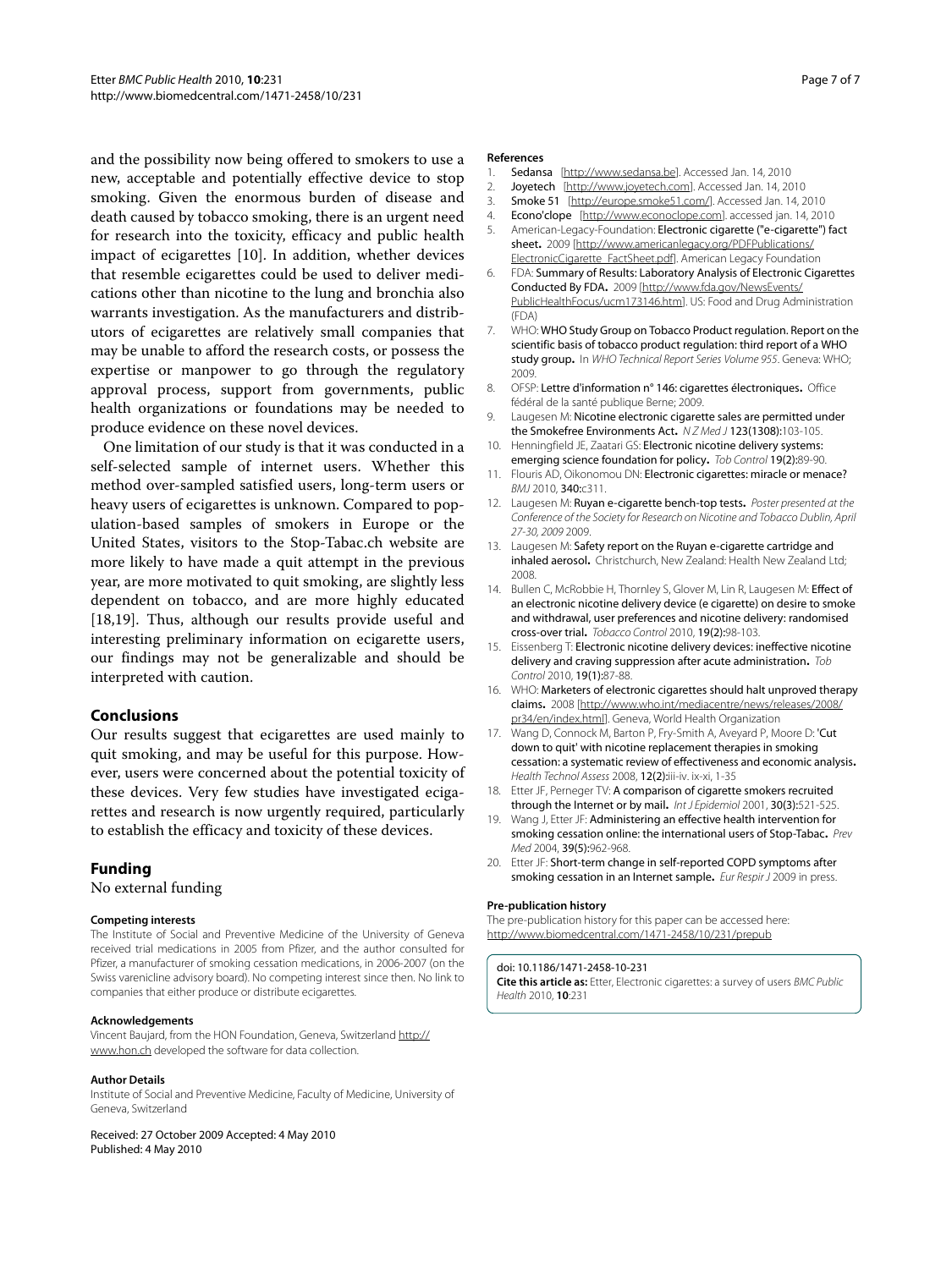and the possibility now being offered to smokers to use a new, acceptable and potentially effective device to stop smoking. Given the enormous burden of disease and death caused by tobacco smoking, there is an urgent need for research into the toxicity, efficacy and public health impact of ecigarettes [10]. In addition, whether devices that resemble ecigarettes could be used to deliver medications other than nicotine to the lung and bronchia also warrants investigation. As the manufacturers and distributors of ecigarettes are relatively small companies that may be unable to afford the research costs, or possess the expertise or manpower to go through the regulatory approval process, support from governments, public health organizations or foundations may be needed to produce evidence on these novel devices.

One limitation of our study is that it was conducted in a self-selected sample of internet users. Whether this method over-sampled satisfied users, long-term users or heavy users of ecigarettes is unknown. Compared to population-based samples of smokers in Europe or the United States, visitors to the Stop-Tabac.ch website are more likely to have made a quit attempt in the previous year, are more motivated to quit smoking, are slightly less dependent on tobacco, and are more highly educated [18,19]. Thus, although our results provide useful and interesting preliminary information on ecigarette users, our findings may not be generalizable and should be interpreted with caution.

## Conclusions

Our results suggest that ecigarettes are used mainly to quit smoking, and may be useful for this purpose. However, users were concerned about the potential toxicity of these devices. Very few studies have investigated ecigarettes and research is now urgently required, particularly to establish the efficacy and toxicity of these devices.

## Funding

No external funding

#### Competing interests

The Institute of Social and Preventive Medicine of the University of Geneva received trial medications in 2005 from Pfizer, and the author consulted for Pfizer, a manufacturer of smoking cessation medications, in 2006-2007 (on the Swiss varenicline advisory board). No competing interest since then. No link to companies that either produce or distribute ecigarettes.

#### Acknowledgements

Vincent Baujard, from the HON Foundation, Geneva, Switzerland http://www.hon.ch developed the software for data collection.

#### Author Details

Institute of Social and Preventive Medicine, Faculty of Medicine, University of Geneva, Switzerland

Received: 27 October 2009 Accepted: 4 May 2010
Published: 4 May 2010

#### References

1. **Sedansa** [http://www.sedansa.be]. Accessed Jan. 14, 2010
2. **Joyetech** [http://www.joyetech.com]. Accessed Jan. 14, 2010
3. **Smoke 51** [http://europe.smoke51.com/]. Accessed Jan. 14, 2010
4. **Econo'clope** [http://www.econoclope.com]. accessed jan. 14, 2010
5. American-Legacy-Foundation: **Electronic cigarette ("e-cigarette") fact sheet.** 2009 [http://www.americanlegacy.org/PDFPublications/ElectronicCigarette_FactSheet.pdf]. American Legacy Foundation
6. FDA: **Summary of Results: Laboratory Analysis of Electronic Cigarettes Conducted By FDA.** 2009 [http://www.fda.gov/NewsEvents/PublicHealthFocus/ucm173146.htm]. US: Food and Drug Administration (FDA)
7. WHO: **WHO Study Group on Tobacco Product regulation. Report on the scientific basis of tobacco product regulation: third report of a WHO study group.** In *WHO Technical Report Series Volume 955*. Geneva: WHO; 2009.
8. OFSP: **Lettre d'information n° 146: cigarettes électroniques.** Office fédéral de la santé publique Berne; 2009.
9. Laugesen M: **Nicotine electronic cigarette sales are permitted under the Smokefree Environments Act.** *N Z Med J* **123(1308):**103-105.
10. Henningfield JE, Zaatari GS: **Electronic nicotine delivery systems: emerging science foundation for policy.** *Tob Control* **19(2):**89-90.
11. Flouris AD, Oikonomou DN: **Electronic cigarettes: miracle or menace?** *BMJ* 2010, **340:**c311.
12. Laugesen M: **Ruyan e-cigarette bench-top tests.** *Poster presented at the Conference of the Society for Research on Nicotine and Tobacco Dublin, April 27-30, 2009* 2009.
13. Laugesen M: **Safety report on the Ruyan e-cigarette cartridge and inhaled aerosol.** Christchurch, New Zealand: Health New Zealand Ltd; 2008.
14. Bullen C, McRobbie H, Thornley S, Glover M, Lin R, Laugesen M: **Effect of an electronic nicotine delivery device (e cigarette) on desire to smoke and withdrawal, user preferences and nicotine delivery: randomised cross-over trial.** *Tobacco Control* 2010, **19(2):**98-103.
15. Eissenberg T: **Electronic nicotine delivery devices: ineffective nicotine delivery and craving suppression after acute administration.** *Tob Control* 2010, **19(1):**87-88.
16. WHO: **Marketers of electronic cigarettes should halt unproved therapy claims.** 2008 [http://www.who.int/mediacentre/news/releases/2008/pr34/en/index.html]. Geneva, World Health Organization
17. Wang D, Connock M, Barton P, Fry-Smith A, Aveyard P, Moore D: **'Cut down to quit' with nicotine replacement therapies in smoking cessation: a systematic review of effectiveness and economic analysis.** *Health Technol Assess* 2008, **12(2):**iii-iv. ix-xi, 1-35
18. Etter JF, Perneger TV: **A comparison of cigarette smokers recruited through the Internet or by mail.** *Int J Epidemiol* 2001, **30(3):**521-525.
19. Wang J, Etter JF: **Administering an effective health intervention for smoking cessation online: the international users of Stop-Tabac.** *Prev Med* 2004, **39(5):**962-968.
20. Etter JF: **Short-term change in self-reported COPD symptoms after smoking cessation in an Internet sample.** *Eur Respir J* 2009 in press.

#### Pre-publication history

The pre-publication history for this paper can be accessed here:
http://www.biomedcentral.com/1471-2458/10/231/prepub

doi: 10.1186/1471-2458-10-231
**Cite this article as:** Etter, Electronic cigarettes: a survey of users *BMC Public Health* 2010, **10**:231